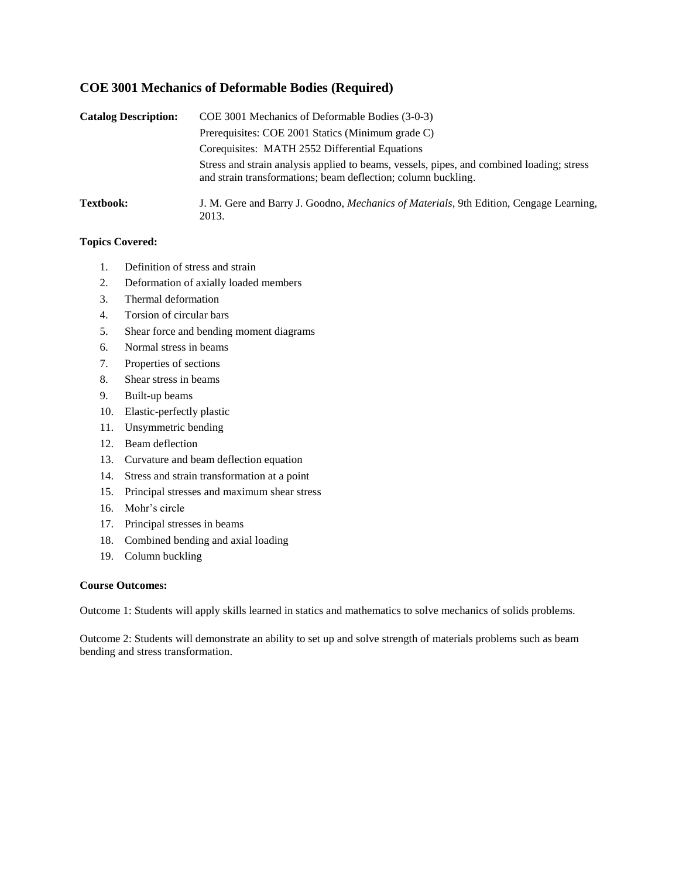## COE 3001 Mechanics of Deformable Bodies (Required)

**Catalog Description:** COE 3001 Mechanics of Deformable Bodies (3-0-3)
Prerequisites: COE 2001 Statics (Minimum grade C)
Corequisites: MATH 2552 Differential Equations
Stress and strain analysis applied to beams, vessels, pipes, and combined loading; stress and strain transformations; beam deflection; column buckling.

**Textbook:** J. M. Gere and Barry J. Goodno, *Mechanics of Materials*, 9th Edition, Cengage Learning, 2013.

**Topics Covered:**

1. Definition of stress and strain
2. Deformation of axially loaded members
3. Thermal deformation
4. Torsion of circular bars
5. Shear force and bending moment diagrams
6. Normal stress in beams
7. Properties of sections
8. Shear stress in beams
9. Built-up beams
10. Elastic-perfectly plastic
11. Unsymmetric bending
12. Beam deflection
13. Curvature and beam deflection equation
14. Stress and strain transformation at a point
15. Principal stresses and maximum shear stress
16. Mohr's circle
17. Principal stresses in beams
18. Combined bending and axial loading
19. Column buckling

**Course Outcomes:**

Outcome 1: Students will apply skills learned in statics and mathematics to solve mechanics of solids problems.

Outcome 2: Students will demonstrate an ability to set up and solve strength of materials problems such as beam bending and stress transformation.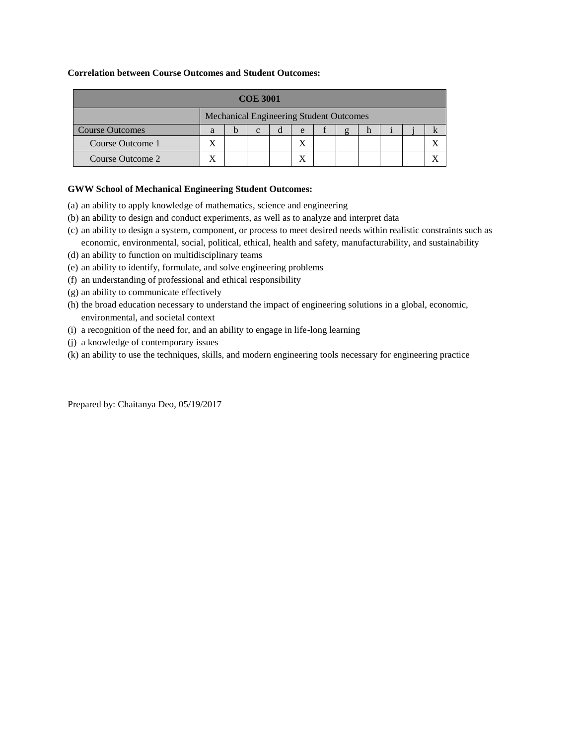**Correlation between Course Outcomes and Student Outcomes:**

| COE 3001 | | | | | | | | | | | |
|---|---|---|---|---|---|---|---|---|---|---|---|
| | Mechanical Engineering Student Outcomes | | | | | | | | | | |
| Course Outcomes | a | b | c | d | e | f | g | h | i | j | k |
| Course Outcome 1 | X | | | | X | | | | | | X |
| Course Outcome 2 | X | | | | X | | | | | | X |

**GWW School of Mechanical Engineering Student Outcomes:**

(a) an ability to apply knowledge of mathematics, science and engineering
(b) an ability to design and conduct experiments, as well as to analyze and interpret data
(c) an ability to design a system, component, or process to meet desired needs within realistic constraints such as economic, environmental, social, political, ethical, health and safety, manufacturability, and sustainability
(d) an ability to function on multidisciplinary teams
(e) an ability to identify, formulate, and solve engineering problems
(f) an understanding of professional and ethical responsibility
(g) an ability to communicate effectively
(h) the broad education necessary to understand the impact of engineering solutions in a global, economic, environmental, and societal context
(i) a recognition of the need for, and an ability to engage in life-long learning
(j) a knowledge of contemporary issues
(k) an ability to use the techniques, skills, and modern engineering tools necessary for engineering practice

Prepared by: Chaitanya Deo, 05/19/2017